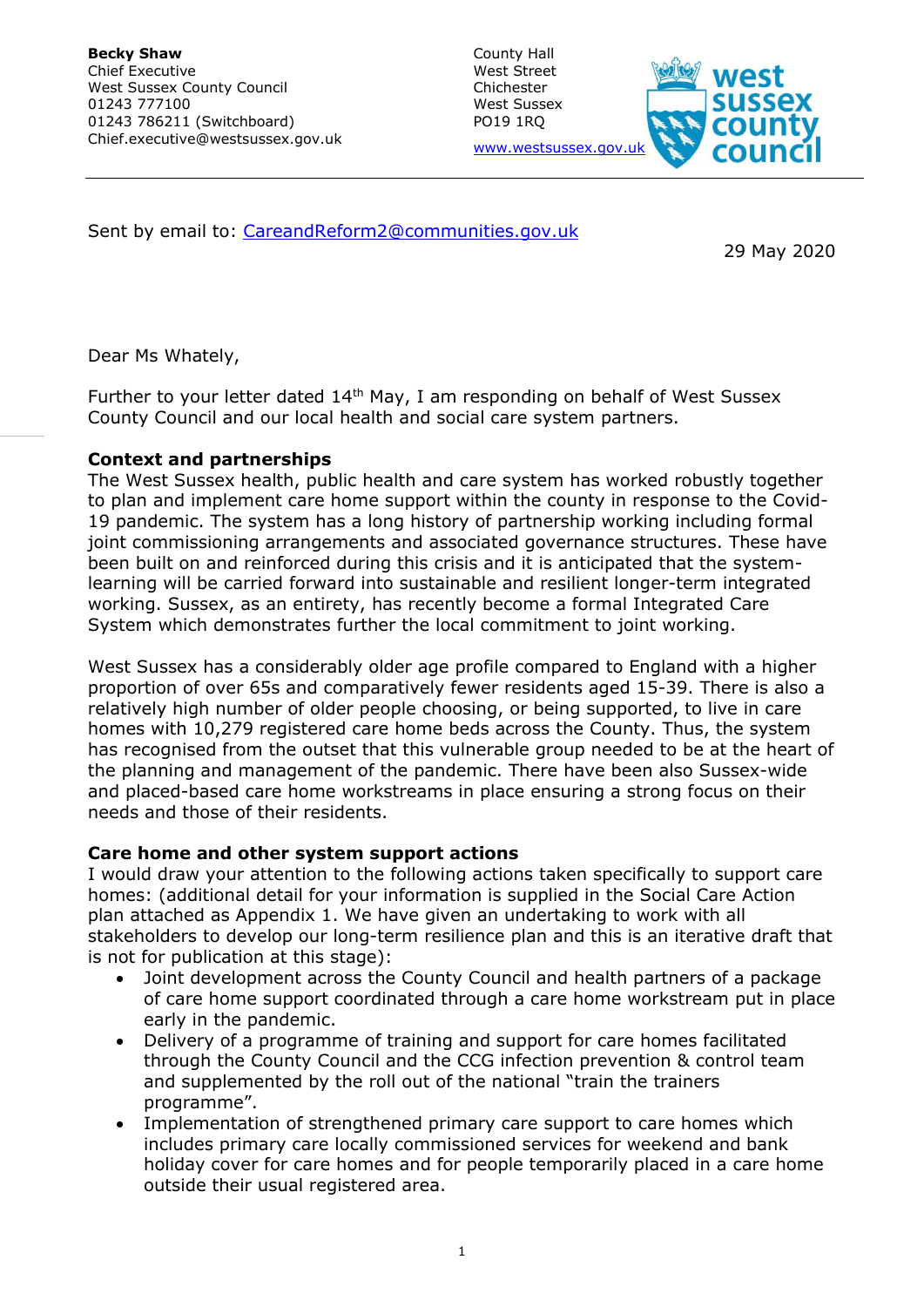**Becky Shaw**
Chief Executive
West Sussex County Council
01243 777100
01243 786211 (Switchboard)
Chief.executive@westsussex.gov.uk

County Hall
West Street
Chichester
West Sussex
PO19 1RQ

www.westsussex.gov.uk

Sent by email to: CareandReform2@communities.gov.uk

29 May 2020

Dear Ms Whately,

Further to your letter dated 14th May, I am responding on behalf of West Sussex County Council and our local health and social care system partners.

**Context and partnerships**

The West Sussex health, public health and care system has worked robustly together to plan and implement care home support within the county in response to the Covid-19 pandemic. The system has a long history of partnership working including formal joint commissioning arrangements and associated governance structures. These have been built on and reinforced during this crisis and it is anticipated that the system-learning will be carried forward into sustainable and resilient longer-term integrated working. Sussex, as an entirety, has recently become a formal Integrated Care System which demonstrates further the local commitment to joint working.

West Sussex has a considerably older age profile compared to England with a higher proportion of over 65s and comparatively fewer residents aged 15-39. There is also a relatively high number of older people choosing, or being supported, to live in care homes with 10,279 registered care home beds across the County. Thus, the system has recognised from the outset that this vulnerable group needed to be at the heart of the planning and management of the pandemic. There have been also Sussex-wide and placed-based care home workstreams in place ensuring a strong focus on their needs and those of their residents.

**Care home and other system support actions**

I would draw your attention to the following actions taken specifically to support care homes: (additional detail for your information is supplied in the Social Care Action plan attached as Appendix 1. We have given an undertaking to work with all stakeholders to develop our long-term resilience plan and this is an iterative draft that is not for publication at this stage):

- Joint development across the County Council and health partners of a package of care home support coordinated through a care home workstream put in place early in the pandemic.
- Delivery of a programme of training and support for care homes facilitated through the County Council and the CCG infection prevention & control team and supplemented by the roll out of the national "train the trainers programme".
- Implementation of strengthened primary care support to care homes which includes primary care locally commissioned services for weekend and bank holiday cover for care homes and for people temporarily placed in a care home outside their usual registered area.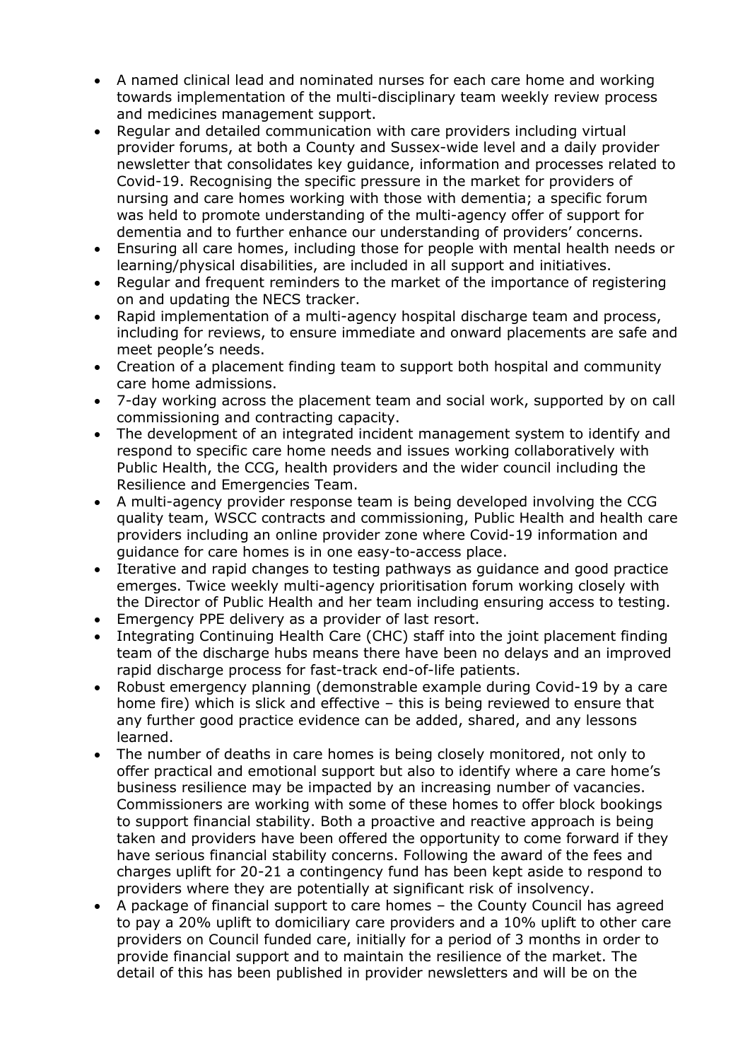- A named clinical lead and nominated nurses for each care home and working towards implementation of the multi-disciplinary team weekly review process and medicines management support.
- Regular and detailed communication with care providers including virtual provider forums, at both a County and Sussex-wide level and a daily provider newsletter that consolidates key guidance, information and processes related to Covid-19. Recognising the specific pressure in the market for providers of nursing and care homes working with those with dementia; a specific forum was held to promote understanding of the multi-agency offer of support for dementia and to further enhance our understanding of providers' concerns.
- Ensuring all care homes, including those for people with mental health needs or learning/physical disabilities, are included in all support and initiatives.
- Regular and frequent reminders to the market of the importance of registering on and updating the NECS tracker.
- Rapid implementation of a multi-agency hospital discharge team and process, including for reviews, to ensure immediate and onward placements are safe and meet people's needs.
- Creation of a placement finding team to support both hospital and community care home admissions.
- 7-day working across the placement team and social work, supported by on call commissioning and contracting capacity.
- The development of an integrated incident management system to identify and respond to specific care home needs and issues working collaboratively with Public Health, the CCG, health providers and the wider council including the Resilience and Emergencies Team.
- A multi-agency provider response team is being developed involving the CCG quality team, WSCC contracts and commissioning, Public Health and health care providers including an online provider zone where Covid-19 information and guidance for care homes is in one easy-to-access place.
- Iterative and rapid changes to testing pathways as guidance and good practice emerges. Twice weekly multi-agency prioritisation forum working closely with the Director of Public Health and her team including ensuring access to testing.
- Emergency PPE delivery as a provider of last resort.
- Integrating Continuing Health Care (CHC) staff into the joint placement finding team of the discharge hubs means there have been no delays and an improved rapid discharge process for fast-track end-of-life patients.
- Robust emergency planning (demonstrable example during Covid-19 by a care home fire) which is slick and effective – this is being reviewed to ensure that any further good practice evidence can be added, shared, and any lessons learned.
- The number of deaths in care homes is being closely monitored, not only to offer practical and emotional support but also to identify where a care home's business resilience may be impacted by an increasing number of vacancies. Commissioners are working with some of these homes to offer block bookings to support financial stability. Both a proactive and reactive approach is being taken and providers have been offered the opportunity to come forward if they have serious financial stability concerns. Following the award of the fees and charges uplift for 20-21 a contingency fund has been kept aside to respond to providers where they are potentially at significant risk of insolvency.
- A package of financial support to care homes – the County Council has agreed to pay a 20% uplift to domiciliary care providers and a 10% uplift to other care providers on Council funded care, initially for a period of 3 months in order to provide financial support and to maintain the resilience of the market. The detail of this has been published in provider newsletters and will be on the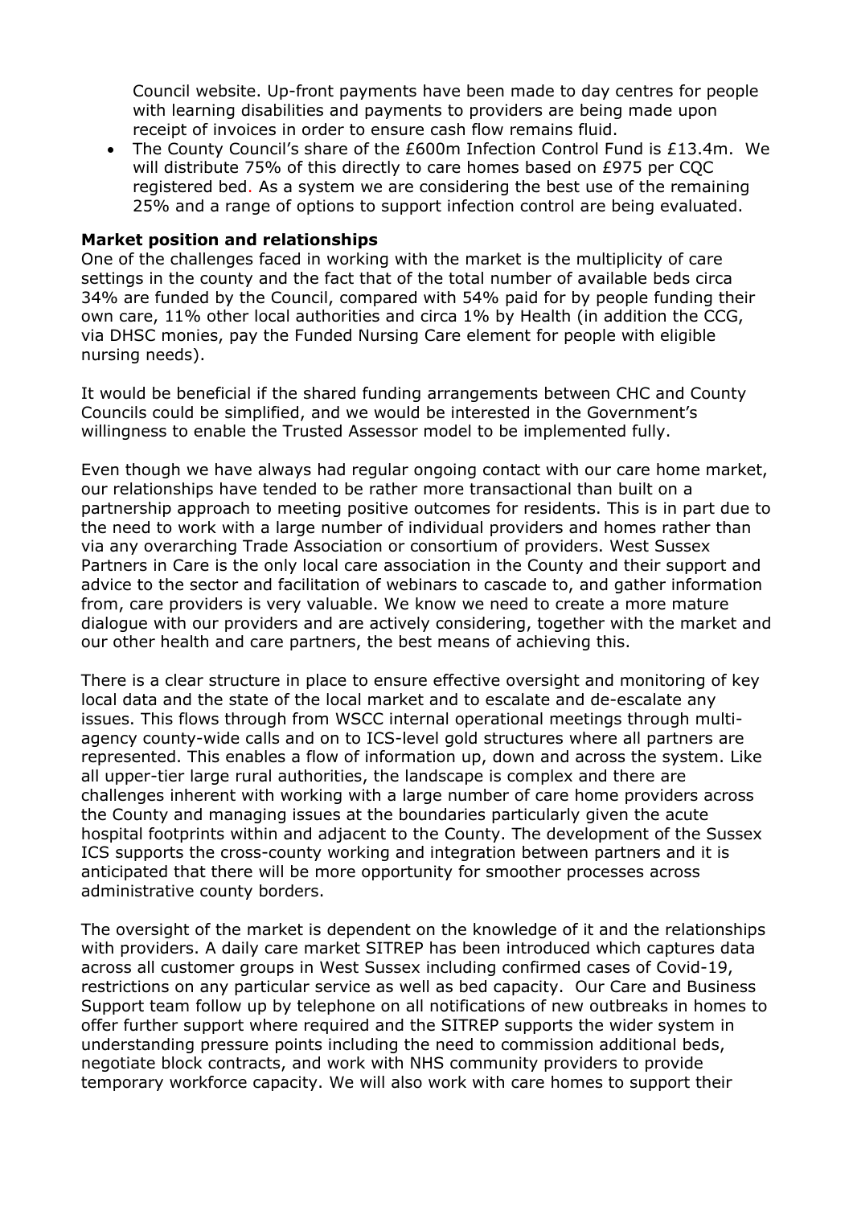Council website. Up-front payments have been made to day centres for people with learning disabilities and payments to providers are being made upon receipt of invoices in order to ensure cash flow remains fluid.

- The County Council's share of the £600m Infection Control Fund is £13.4m. We will distribute 75% of this directly to care homes based on £975 per CQC registered bed. As a system we are considering the best use of the remaining 25% and a range of options to support infection control are being evaluated.

**Market position and relationships**

One of the challenges faced in working with the market is the multiplicity of care settings in the county and the fact that of the total number of available beds circa 34% are funded by the Council, compared with 54% paid for by people funding their own care, 11% other local authorities and circa 1% by Health (in addition the CCG, via DHSC monies, pay the Funded Nursing Care element for people with eligible nursing needs).

It would be beneficial if the shared funding arrangements between CHC and County Councils could be simplified, and we would be interested in the Government's willingness to enable the Trusted Assessor model to be implemented fully.

Even though we have always had regular ongoing contact with our care home market, our relationships have tended to be rather more transactional than built on a partnership approach to meeting positive outcomes for residents. This is in part due to the need to work with a large number of individual providers and homes rather than via any overarching Trade Association or consortium of providers. West Sussex Partners in Care is the only local care association in the County and their support and advice to the sector and facilitation of webinars to cascade to, and gather information from, care providers is very valuable. We know we need to create a more mature dialogue with our providers and are actively considering, together with the market and our other health and care partners, the best means of achieving this.

There is a clear structure in place to ensure effective oversight and monitoring of key local data and the state of the local market and to escalate and de-escalate any issues. This flows through from WSCC internal operational meetings through multi-agency county-wide calls and on to ICS-level gold structures where all partners are represented. This enables a flow of information up, down and across the system. Like all upper-tier large rural authorities, the landscape is complex and there are challenges inherent with working with a large number of care home providers across the County and managing issues at the boundaries particularly given the acute hospital footprints within and adjacent to the County. The development of the Sussex ICS supports the cross-county working and integration between partners and it is anticipated that there will be more opportunity for smoother processes across administrative county borders.

The oversight of the market is dependent on the knowledge of it and the relationships with providers. A daily care market SITREP has been introduced which captures data across all customer groups in West Sussex including confirmed cases of Covid-19, restrictions on any particular service as well as bed capacity. Our Care and Business Support team follow up by telephone on all notifications of new outbreaks in homes to offer further support where required and the SITREP supports the wider system in understanding pressure points including the need to commission additional beds, negotiate block contracts, and work with NHS community providers to provide temporary workforce capacity. We will also work with care homes to support their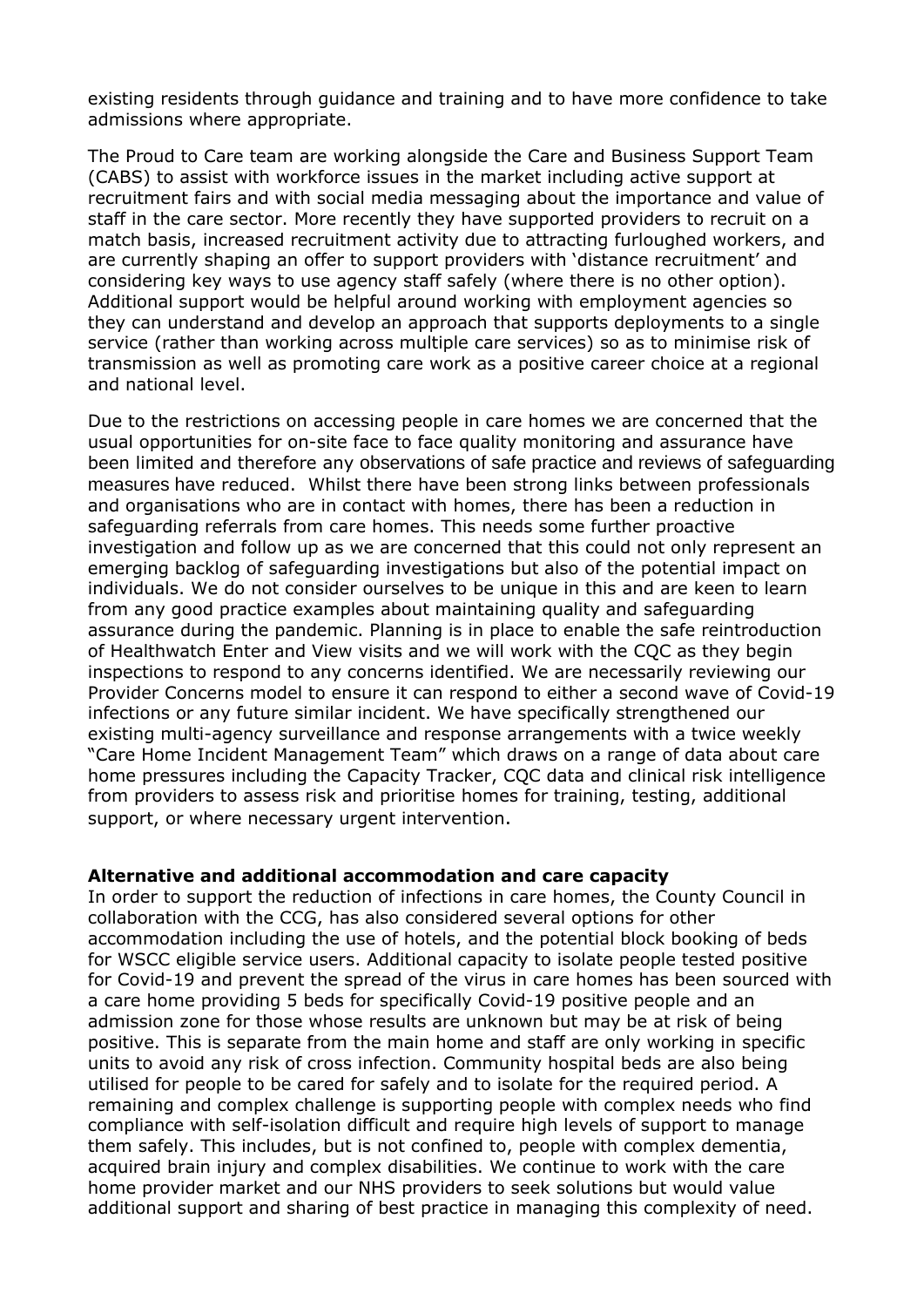existing residents through guidance and training and to have more confidence to take admissions where appropriate.

The Proud to Care team are working alongside the Care and Business Support Team (CABS) to assist with workforce issues in the market including active support at recruitment fairs and with social media messaging about the importance and value of staff in the care sector. More recently they have supported providers to recruit on a match basis, increased recruitment activity due to attracting furloughed workers, and are currently shaping an offer to support providers with 'distance recruitment' and considering key ways to use agency staff safely (where there is no other option). Additional support would be helpful around working with employment agencies so they can understand and develop an approach that supports deployments to a single service (rather than working across multiple care services) so as to minimise risk of transmission as well as promoting care work as a positive career choice at a regional and national level.

Due to the restrictions on accessing people in care homes we are concerned that the usual opportunities for on-site face to face quality monitoring and assurance have been limited and therefore any observations of safe practice and reviews of safeguarding measures have reduced. Whilst there have been strong links between professionals and organisations who are in contact with homes, there has been a reduction in safeguarding referrals from care homes. This needs some further proactive investigation and follow up as we are concerned that this could not only represent an emerging backlog of safeguarding investigations but also of the potential impact on individuals. We do not consider ourselves to be unique in this and are keen to learn from any good practice examples about maintaining quality and safeguarding assurance during the pandemic. Planning is in place to enable the safe reintroduction of Healthwatch Enter and View visits and we will work with the CQC as they begin inspections to respond to any concerns identified. We are necessarily reviewing our Provider Concerns model to ensure it can respond to either a second wave of Covid-19 infections or any future similar incident. We have specifically strengthened our existing multi-agency surveillance and response arrangements with a twice weekly "Care Home Incident Management Team" which draws on a range of data about care home pressures including the Capacity Tracker, CQC data and clinical risk intelligence from providers to assess risk and prioritise homes for training, testing, additional support, or where necessary urgent intervention.

**Alternative and additional accommodation and care capacity**

In order to support the reduction of infections in care homes, the County Council in collaboration with the CCG, has also considered several options for other accommodation including the use of hotels, and the potential block booking of beds for WSCC eligible service users. Additional capacity to isolate people tested positive for Covid-19 and prevent the spread of the virus in care homes has been sourced with a care home providing 5 beds for specifically Covid-19 positive people and an admission zone for those whose results are unknown but may be at risk of being positive. This is separate from the main home and staff are only working in specific units to avoid any risk of cross infection. Community hospital beds are also being utilised for people to be cared for safely and to isolate for the required period. A remaining and complex challenge is supporting people with complex needs who find compliance with self-isolation difficult and require high levels of support to manage them safely. This includes, but is not confined to, people with complex dementia, acquired brain injury and complex disabilities. We continue to work with the care home provider market and our NHS providers to seek solutions but would value additional support and sharing of best practice in managing this complexity of need.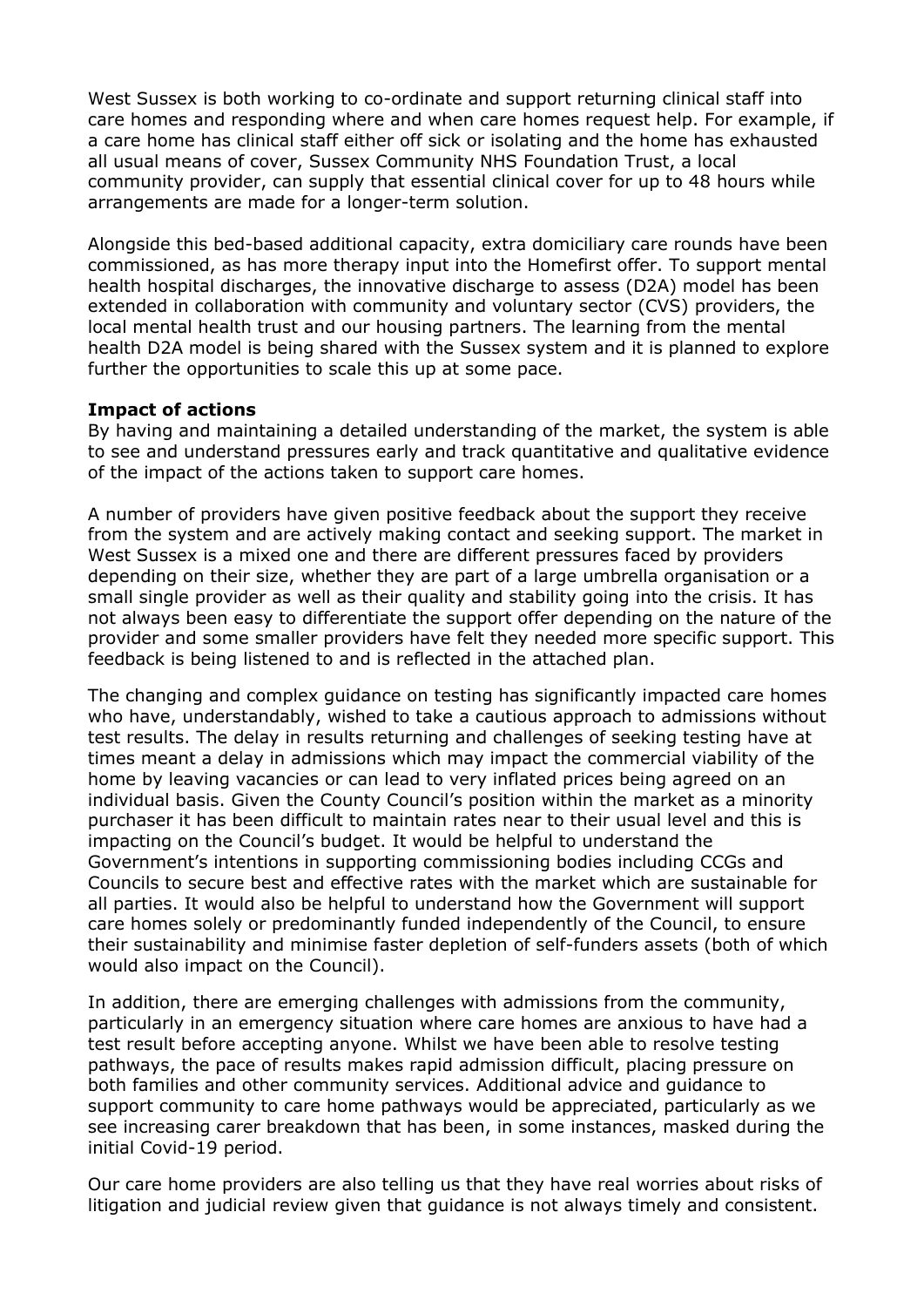West Sussex is both working to co-ordinate and support returning clinical staff into care homes and responding where and when care homes request help. For example, if a care home has clinical staff either off sick or isolating and the home has exhausted all usual means of cover, Sussex Community NHS Foundation Trust, a local community provider, can supply that essential clinical cover for up to 48 hours while arrangements are made for a longer-term solution.

Alongside this bed-based additional capacity, extra domiciliary care rounds have been commissioned, as has more therapy input into the Homefirst offer. To support mental health hospital discharges, the innovative discharge to assess (D2A) model has been extended in collaboration with community and voluntary sector (CVS) providers, the local mental health trust and our housing partners. The learning from the mental health D2A model is being shared with the Sussex system and it is planned to explore further the opportunities to scale this up at some pace.

**Impact of actions**

By having and maintaining a detailed understanding of the market, the system is able to see and understand pressures early and track quantitative and qualitative evidence of the impact of the actions taken to support care homes.

A number of providers have given positive feedback about the support they receive from the system and are actively making contact and seeking support. The market in West Sussex is a mixed one and there are different pressures faced by providers depending on their size, whether they are part of a large umbrella organisation or a small single provider as well as their quality and stability going into the crisis. It has not always been easy to differentiate the support offer depending on the nature of the provider and some smaller providers have felt they needed more specific support. This feedback is being listened to and is reflected in the attached plan.

The changing and complex guidance on testing has significantly impacted care homes who have, understandably, wished to take a cautious approach to admissions without test results. The delay in results returning and challenges of seeking testing have at times meant a delay in admissions which may impact the commercial viability of the home by leaving vacancies or can lead to very inflated prices being agreed on an individual basis. Given the County Council's position within the market as a minority purchaser it has been difficult to maintain rates near to their usual level and this is impacting on the Council's budget. It would be helpful to understand the Government's intentions in supporting commissioning bodies including CCGs and Councils to secure best and effective rates with the market which are sustainable for all parties. It would also be helpful to understand how the Government will support care homes solely or predominantly funded independently of the Council, to ensure their sustainability and minimise faster depletion of self-funders assets (both of which would also impact on the Council).

In addition, there are emerging challenges with admissions from the community, particularly in an emergency situation where care homes are anxious to have had a test result before accepting anyone. Whilst we have been able to resolve testing pathways, the pace of results makes rapid admission difficult, placing pressure on both families and other community services. Additional advice and guidance to support community to care home pathways would be appreciated, particularly as we see increasing carer breakdown that has been, in some instances, masked during the initial Covid-19 period.

Our care home providers are also telling us that they have real worries about risks of litigation and judicial review given that guidance is not always timely and consistent.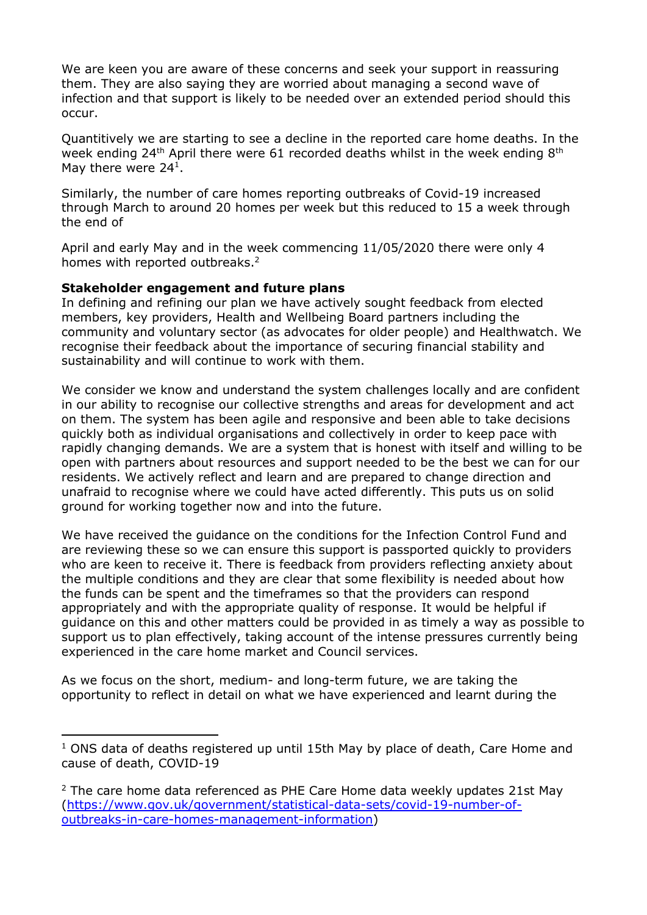We are keen you are aware of these concerns and seek your support in reassuring them. They are also saying they are worried about managing a second wave of infection and that support is likely to be needed over an extended period should this occur.

Quantitively we are starting to see a decline in the reported care home deaths. In the week ending 24th April there were 61 recorded deaths whilst in the week ending 8th May there were 24[1].

Similarly, the number of care homes reporting outbreaks of Covid-19 increased through March to around 20 homes per week but this reduced to 15 a week through the end of

April and early May and in the week commencing 11/05/2020 there were only 4 homes with reported outbreaks.[2]

**Stakeholder engagement and future plans**

In defining and refining our plan we have actively sought feedback from elected members, key providers, Health and Wellbeing Board partners including the community and voluntary sector (as advocates for older people) and Healthwatch. We recognise their feedback about the importance of securing financial stability and sustainability and will continue to work with them.

We consider we know and understand the system challenges locally and are confident in our ability to recognise our collective strengths and areas for development and act on them. The system has been agile and responsive and been able to take decisions quickly both as individual organisations and collectively in order to keep pace with rapidly changing demands. We are a system that is honest with itself and willing to be open with partners about resources and support needed to be the best we can for our residents. We actively reflect and learn and are prepared to change direction and unafraid to recognise where we could have acted differently. This puts us on solid ground for working together now and into the future.

We have received the guidance on the conditions for the Infection Control Fund and are reviewing these so we can ensure this support is passported quickly to providers who are keen to receive it. There is feedback from providers reflecting anxiety about the multiple conditions and they are clear that some flexibility is needed about how the funds can be spent and the timeframes so that the providers can respond appropriately and with the appropriate quality of response. It would be helpful if guidance on this and other matters could be provided in as timely a way as possible to support us to plan effectively, taking account of the intense pressures currently being experienced in the care home market and Council services.

As we focus on the short, medium- and long-term future, we are taking the opportunity to reflect in detail on what we have experienced and learnt during the

---

[1] ONS data of deaths registered up until 15th May by place of death, Care Home and cause of death, COVID-19

[2] The care home data referenced as PHE Care Home data weekly updates 21st May ([https://www.gov.uk/government/statistical-data-sets/covid-19-number-of-outbreaks-in-care-homes-management-information](https://www.gov.uk/government/statistical-data-sets/covid-19-number-of-outbreaks-in-care-homes-management-information))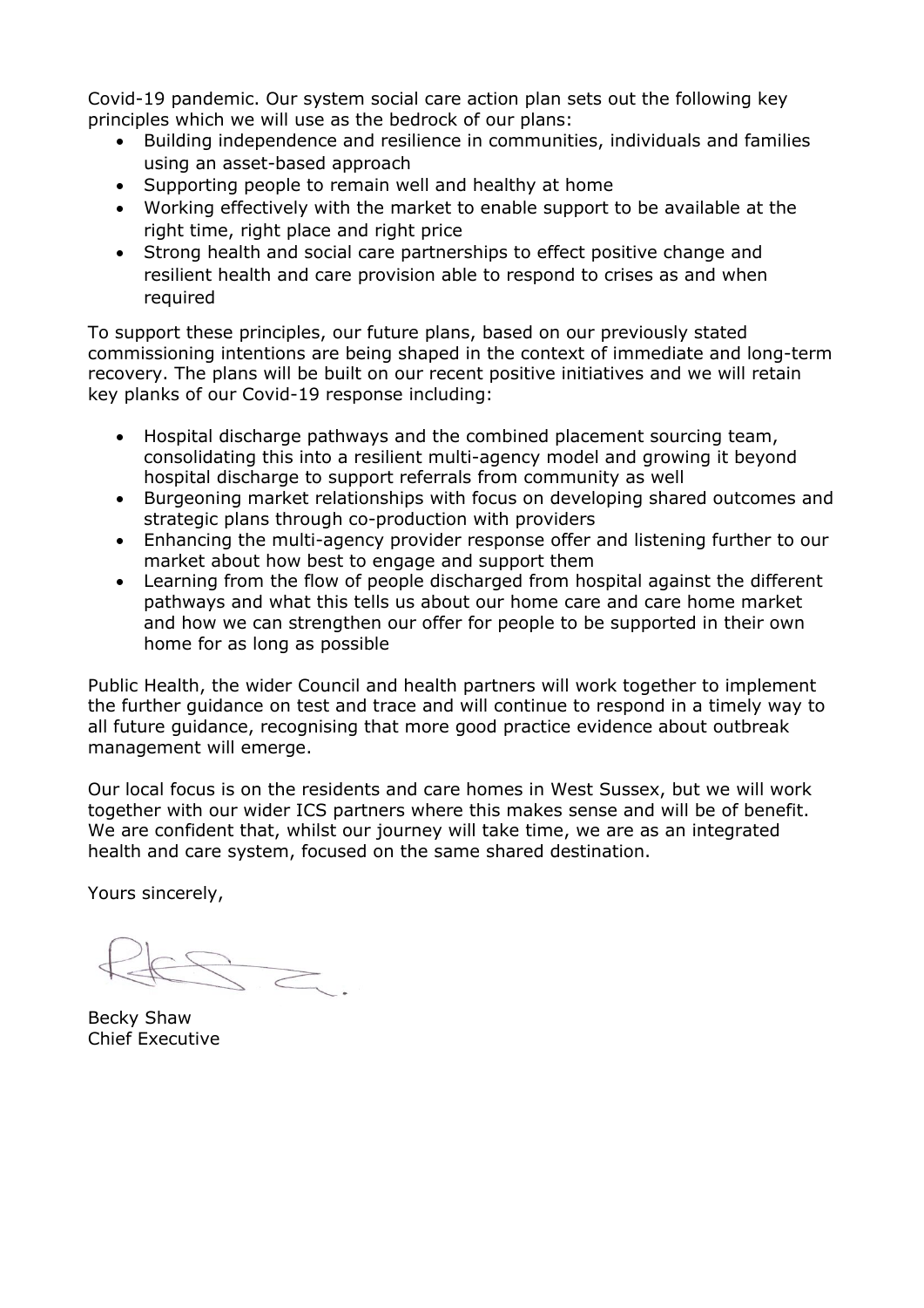Covid-19 pandemic. Our system social care action plan sets out the following key principles which we will use as the bedrock of our plans:

- Building independence and resilience in communities, individuals and families using an asset-based approach
- Supporting people to remain well and healthy at home
- Working effectively with the market to enable support to be available at the right time, right place and right price
- Strong health and social care partnerships to effect positive change and resilient health and care provision able to respond to crises as and when required

To support these principles, our future plans, based on our previously stated commissioning intentions are being shaped in the context of immediate and long-term recovery. The plans will be built on our recent positive initiatives and we will retain key planks of our Covid-19 response including:

- Hospital discharge pathways and the combined placement sourcing team, consolidating this into a resilient multi-agency model and growing it beyond hospital discharge to support referrals from community as well
- Burgeoning market relationships with focus on developing shared outcomes and strategic plans through co-production with providers
- Enhancing the multi-agency provider response offer and listening further to our market about how best to engage and support them
- Learning from the flow of people discharged from hospital against the different pathways and what this tells us about our home care and care home market and how we can strengthen our offer for people to be supported in their own home for as long as possible

Public Health, the wider Council and health partners will work together to implement the further guidance on test and trace and will continue to respond in a timely way to all future guidance, recognising that more good practice evidence about outbreak management will emerge.

Our local focus is on the residents and care homes in West Sussex, but we will work together with our wider ICS partners where this makes sense and will be of benefit. We are confident that, whilst our journey will take time, we are as an integrated health and care system, focused on the same shared destination.

Yours sincerely,

Becky Shaw
Chief Executive